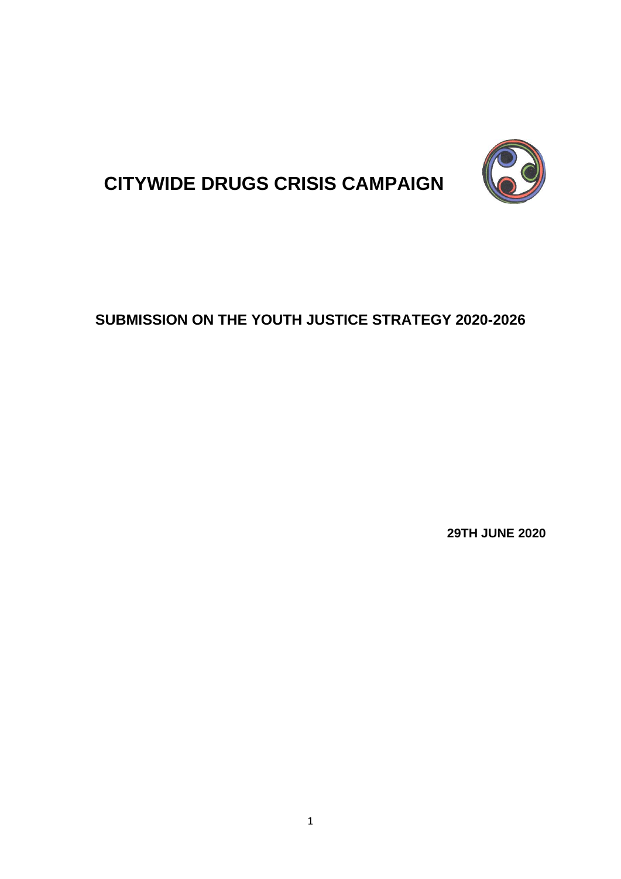# CITYWIDE DRUGS CRISIS CAMPAIGN

## SUBMISSION ON THE YOUTH JUSTICE STRATEGY 2020-2026

**29TH JUNE 2020**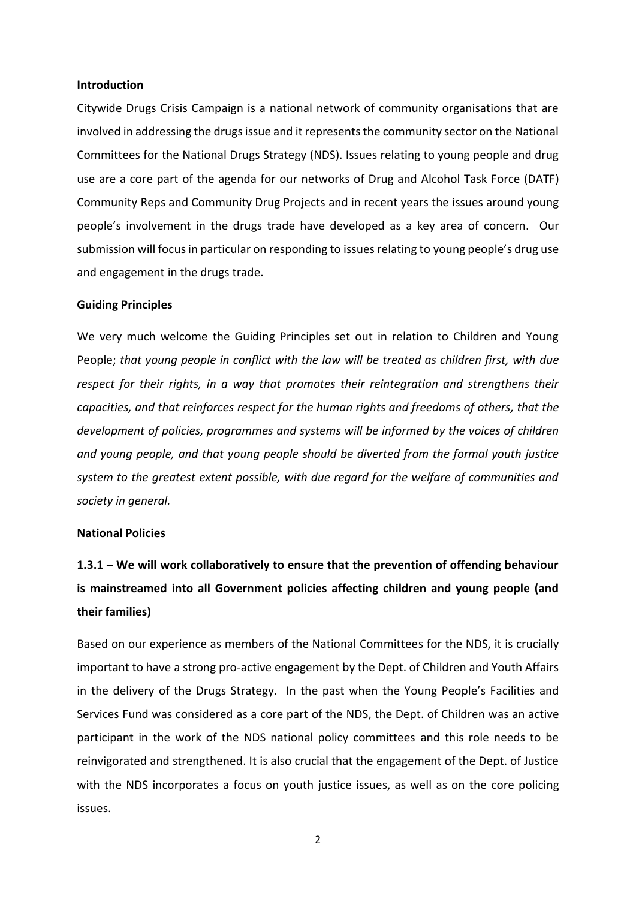**Introduction**

Citywide Drugs Crisis Campaign is a national network of community organisations that are involved in addressing the drugs issue and it represents the community sector on the National Committees for the National Drugs Strategy (NDS). Issues relating to young people and drug use are a core part of the agenda for our networks of Drug and Alcohol Task Force (DATF) Community Reps and Community Drug Projects and in recent years the issues around young people's involvement in the drugs trade have developed as a key area of concern. Our submission will focus in particular on responding to issues relating to young people's drug use and engagement in the drugs trade.

**Guiding Principles**

We very much welcome the Guiding Principles set out in relation to Children and Young People; *that young people in conflict with the law will be treated as children first, with due respect for their rights, in a way that promotes their reintegration and strengthens their capacities, and that reinforces respect for the human rights and freedoms of others, that the development of policies, programmes and systems will be informed by the voices of children and young people, and that young people should be diverted from the formal youth justice system to the greatest extent possible, with due regard for the welfare of communities and society in general.*

**National Policies**

**1.3.1 – We will work collaboratively to ensure that the prevention of offending behaviour is mainstreamed into all Government policies affecting children and young people (and their families)**

Based on our experience as members of the National Committees for the NDS, it is crucially important to have a strong pro-active engagement by the Dept. of Children and Youth Affairs in the delivery of the Drugs Strategy. In the past when the Young People's Facilities and Services Fund was considered as a core part of the NDS, the Dept. of Children was an active participant in the work of the NDS national policy committees and this role needs to be reinvigorated and strengthened. It is also crucial that the engagement of the Dept. of Justice with the NDS incorporates a focus on youth justice issues, as well as on the core policing issues.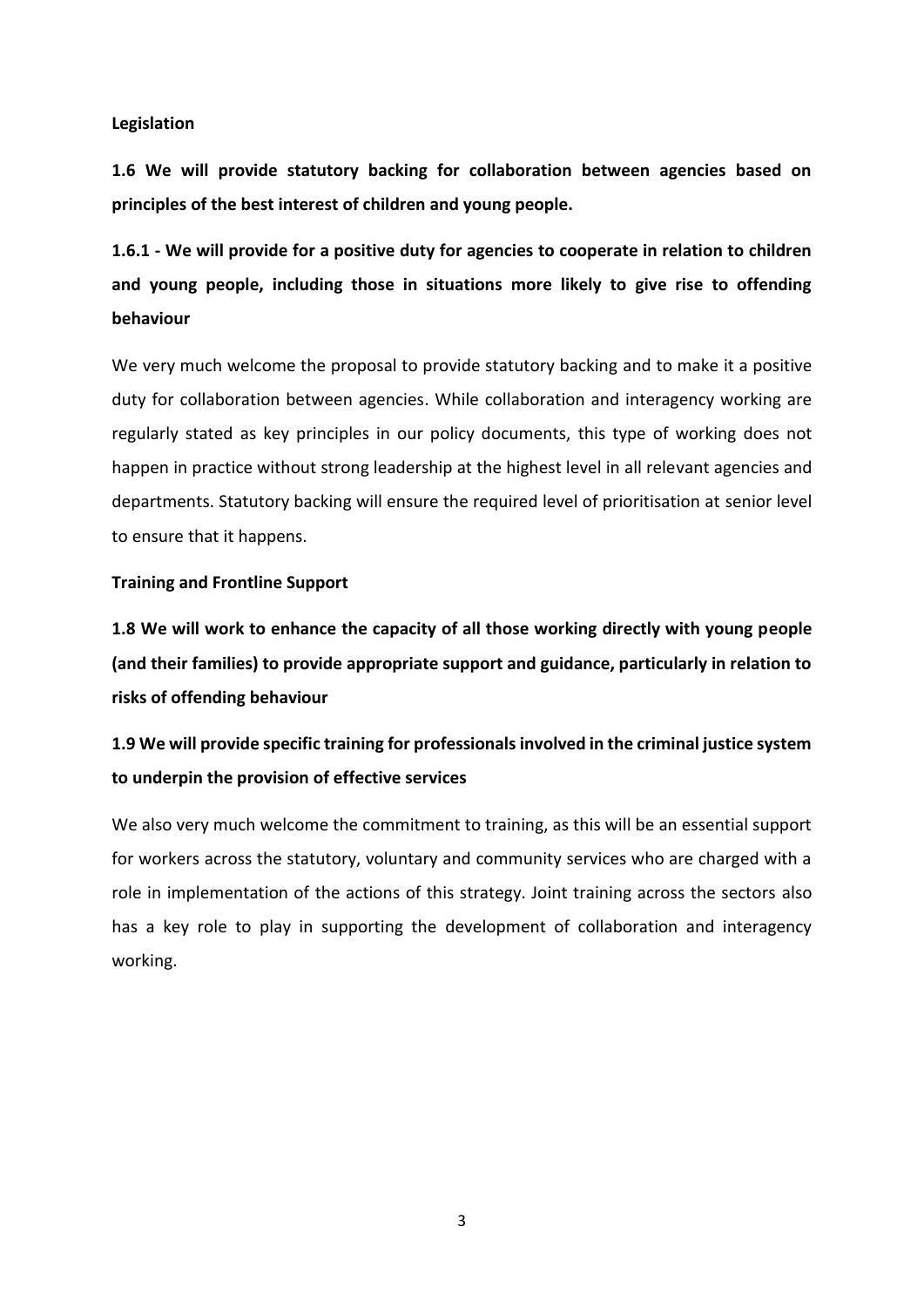**Legislation**

**1.6 We will provide statutory backing for collaboration between agencies based on principles of the best interest of children and young people.**

**1.6.1 - We will provide for a positive duty for agencies to cooperate in relation to children and young people, including those in situations more likely to give rise to offending behaviour**

We very much welcome the proposal to provide statutory backing and to make it a positive duty for collaboration between agencies. While collaboration and interagency working are regularly stated as key principles in our policy documents, this type of working does not happen in practice without strong leadership at the highest level in all relevant agencies and departments. Statutory backing will ensure the required level of prioritisation at senior level to ensure that it happens.

**Training and Frontline Support**

**1.8 We will work to enhance the capacity of all those working directly with young people (and their families) to provide appropriate support and guidance, particularly in relation to risks of offending behaviour**

**1.9 We will provide specific training for professionals involved in the criminal justice system to underpin the provision of effective services**

We also very much welcome the commitment to training, as this will be an essential support for workers across the statutory, voluntary and community services who are charged with a role in implementation of the actions of this strategy. Joint training across the sectors also has a key role to play in supporting the development of collaboration and interagency working.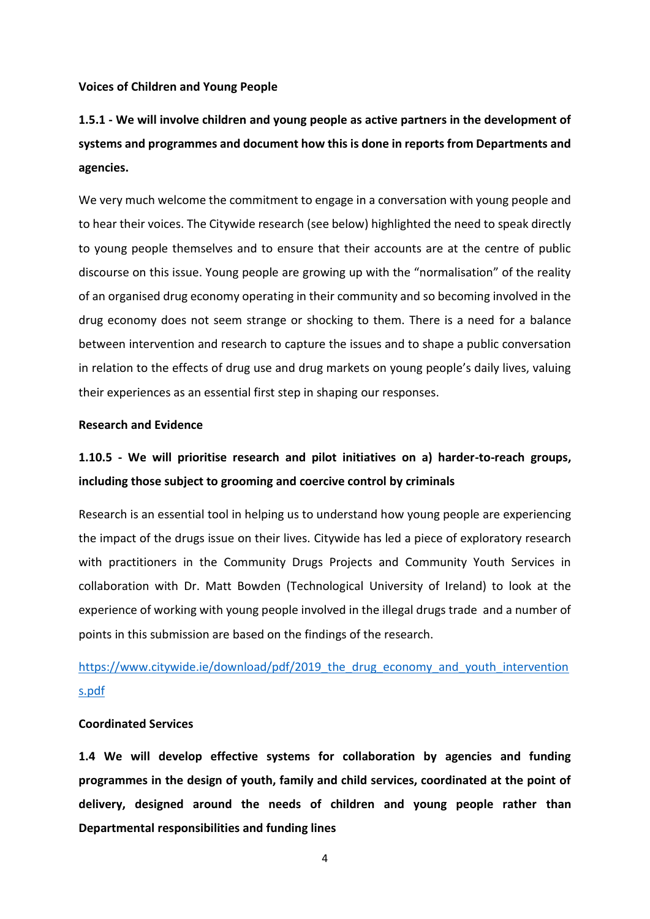**Voices of Children and Young People**

**1.5.1 - We will involve children and young people as active partners in the development of systems and programmes and document how this is done in reports from Departments and agencies.**

We very much welcome the commitment to engage in a conversation with young people and to hear their voices. The Citywide research (see below) highlighted the need to speak directly to young people themselves and to ensure that their accounts are at the centre of public discourse on this issue. Young people are growing up with the "normalisation" of the reality of an organised drug economy operating in their community and so becoming involved in the drug economy does not seem strange or shocking to them. There is a need for a balance between intervention and research to capture the issues and to shape a public conversation in relation to the effects of drug use and drug markets on young people's daily lives, valuing their experiences as an essential first step in shaping our responses.

**Research and Evidence**

**1.10.5 - We will prioritise research and pilot initiatives on a) harder-to-reach groups, including those subject to grooming and coercive control by criminals**

Research is an essential tool in helping us to understand how young people are experiencing the impact of the drugs issue on their lives. Citywide has led a piece of exploratory research with practitioners in the Community Drugs Projects and Community Youth Services in collaboration with Dr. Matt Bowden (Technological University of Ireland) to look at the experience of working with young people involved in the illegal drugs trade and a number of points in this submission are based on the findings of the research.

https://www.citywide.ie/download/pdf/2019_the_drug_economy_and_youth_interventions.pdf

**Coordinated Services**

**1.4 We will develop effective systems for collaboration by agencies and funding programmes in the design of youth, family and child services, coordinated at the point of delivery, designed around the needs of children and young people rather than Departmental responsibilities and funding lines**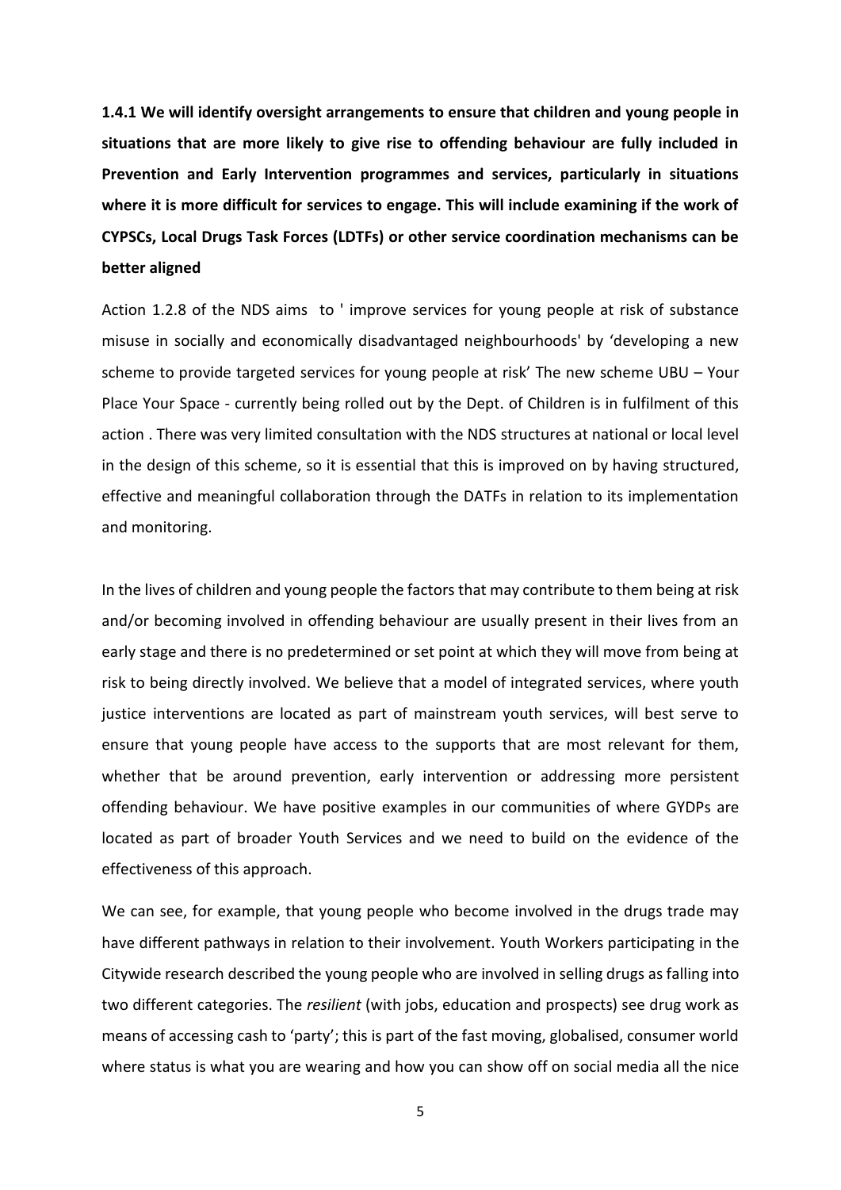**1.4.1 We will identify oversight arrangements to ensure that children and young people in situations that are more likely to give rise to offending behaviour are fully included in Prevention and Early Intervention programmes and services, particularly in situations where it is more difficult for services to engage. This will include examining if the work of CYPSCs, Local Drugs Task Forces (LDTFs) or other service coordination mechanisms can be better aligned**

Action 1.2.8 of the NDS aims to ' improve services for young people at risk of substance misuse in socially and economically disadvantaged neighbourhoods' by 'developing a new scheme to provide targeted services for young people at risk' The new scheme UBU – Your Place Your Space - currently being rolled out by the Dept. of Children is in fulfilment of this action . There was very limited consultation with the NDS structures at national or local level in the design of this scheme, so it is essential that this is improved on by having structured, effective and meaningful collaboration through the DATFs in relation to its implementation and monitoring.

In the lives of children and young people the factors that may contribute to them being at risk and/or becoming involved in offending behaviour are usually present in their lives from an early stage and there is no predetermined or set point at which they will move from being at risk to being directly involved. We believe that a model of integrated services, where youth justice interventions are located as part of mainstream youth services, will best serve to ensure that young people have access to the supports that are most relevant for them, whether that be around prevention, early intervention or addressing more persistent offending behaviour. We have positive examples in our communities of where GYDPs are located as part of broader Youth Services and we need to build on the evidence of the effectiveness of this approach.

We can see, for example, that young people who become involved in the drugs trade may have different pathways in relation to their involvement. Youth Workers participating in the Citywide research described the young people who are involved in selling drugs as falling into two different categories. The *resilient* (with jobs, education and prospects) see drug work as means of accessing cash to 'party'; this is part of the fast moving, globalised, consumer world where status is what you are wearing and how you can show off on social media all the nice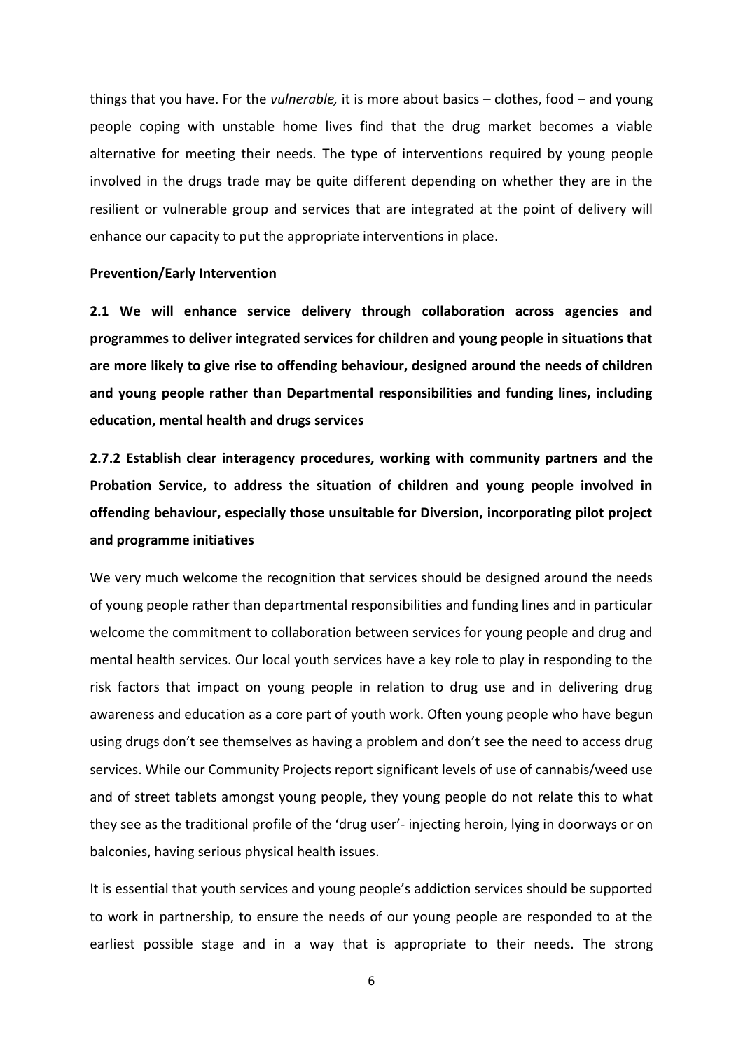things that you have. For the *vulnerable,* it is more about basics – clothes, food – and young people coping with unstable home lives find that the drug market becomes a viable alternative for meeting their needs. The type of interventions required by young people involved in the drugs trade may be quite different depending on whether they are in the resilient or vulnerable group and services that are integrated at the point of delivery will enhance our capacity to put the appropriate interventions in place.

**Prevention/Early Intervention**

**2.1 We will enhance service delivery through collaboration across agencies and programmes to deliver integrated services for children and young people in situations that are more likely to give rise to offending behaviour, designed around the needs of children and young people rather than Departmental responsibilities and funding lines, including education, mental health and drugs services**

**2.7.2 Establish clear interagency procedures, working with community partners and the Probation Service, to address the situation of children and young people involved in offending behaviour, especially those unsuitable for Diversion, incorporating pilot project and programme initiatives**

We very much welcome the recognition that services should be designed around the needs of young people rather than departmental responsibilities and funding lines and in particular welcome the commitment to collaboration between services for young people and drug and mental health services. Our local youth services have a key role to play in responding to the risk factors that impact on young people in relation to drug use and in delivering drug awareness and education as a core part of youth work. Often young people who have begun using drugs don't see themselves as having a problem and don't see the need to access drug services. While our Community Projects report significant levels of use of cannabis/weed use and of street tablets amongst young people, they young people do not relate this to what they see as the traditional profile of the 'drug user'- injecting heroin, lying in doorways or on balconies, having serious physical health issues.

It is essential that youth services and young people's addiction services should be supported to work in partnership, to ensure the needs of our young people are responded to at the earliest possible stage and in a way that is appropriate to their needs. The strong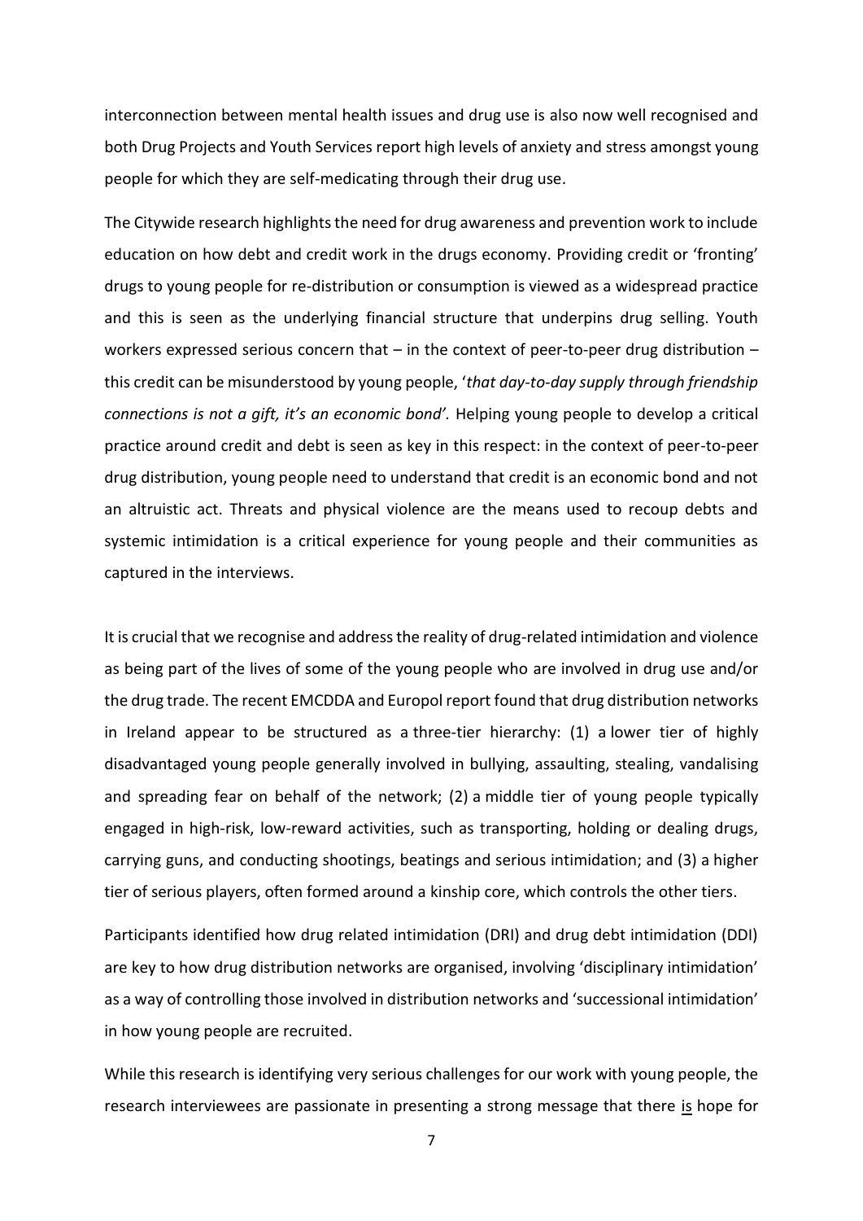interconnection between mental health issues and drug use is also now well recognised and both Drug Projects and Youth Services report high levels of anxiety and stress amongst young people for which they are self-medicating through their drug use.

The Citywide research highlights the need for drug awareness and prevention work to include education on how debt and credit work in the drugs economy. Providing credit or 'fronting' drugs to young people for re-distribution or consumption is viewed as a widespread practice and this is seen as the underlying financial structure that underpins drug selling. Youth workers expressed serious concern that – in the context of peer-to-peer drug distribution – this credit can be misunderstood by young people, '*that day-to-day supply through friendship connections is not a gift, it's an economic bond'*. Helping young people to develop a critical practice around credit and debt is seen as key in this respect: in the context of peer-to-peer drug distribution, young people need to understand that credit is an economic bond and not an altruistic act. Threats and physical violence are the means used to recoup debts and systemic intimidation is a critical experience for young people and their communities as captured in the interviews.

It is crucial that we recognise and address the reality of drug-related intimidation and violence as being part of the lives of some of the young people who are involved in drug use and/or the drug trade. The recent EMCDDA and Europol report found that drug distribution networks in Ireland appear to be structured as a three-tier hierarchy: (1) a lower tier of highly disadvantaged young people generally involved in bullying, assaulting, stealing, vandalising and spreading fear on behalf of the network; (2) a middle tier of young people typically engaged in high-risk, low-reward activities, such as transporting, holding or dealing drugs, carrying guns, and conducting shootings, beatings and serious intimidation; and (3) a higher tier of serious players, often formed around a kinship core, which controls the other tiers.

Participants identified how drug related intimidation (DRI) and drug debt intimidation (DDI) are key to how drug distribution networks are organised, involving 'disciplinary intimidation' as a way of controlling those involved in distribution networks and 'successional intimidation' in how young people are recruited.

While this research is identifying very serious challenges for our work with young people, the research interviewees are passionate in presenting a strong message that there <u>is</u> hope for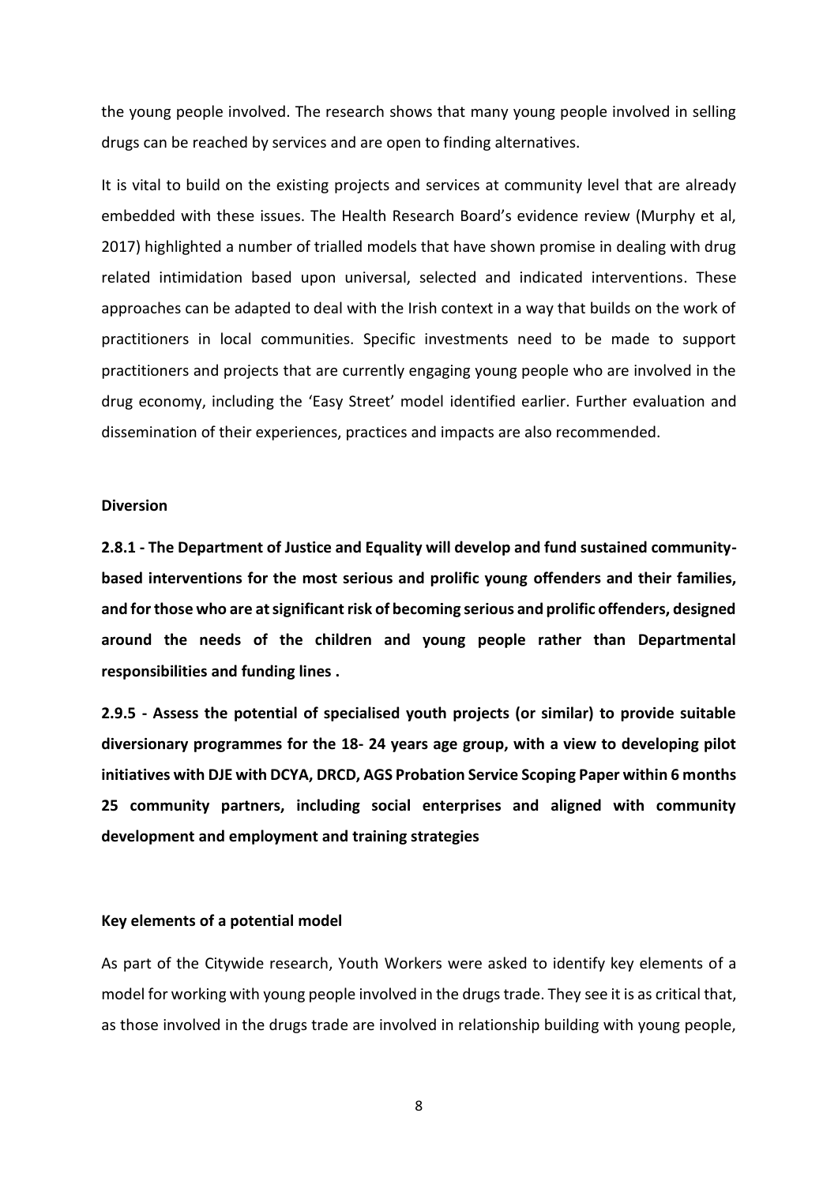the young people involved. The research shows that many young people involved in selling drugs can be reached by services and are open to finding alternatives.

It is vital to build on the existing projects and services at community level that are already embedded with these issues. The Health Research Board's evidence review (Murphy et al, 2017) highlighted a number of trialled models that have shown promise in dealing with drug related intimidation based upon universal, selected and indicated interventions. These approaches can be adapted to deal with the Irish context in a way that builds on the work of practitioners in local communities. Specific investments need to be made to support practitioners and projects that are currently engaging young people who are involved in the drug economy, including the 'Easy Street' model identified earlier. Further evaluation and dissemination of their experiences, practices and impacts are also recommended.

**Diversion**

**2.8.1 - The Department of Justice and Equality will develop and fund sustained community-based interventions for the most serious and prolific young offenders and their families, and for those who are at significant risk of becoming serious and prolific offenders, designed around the needs of the children and young people rather than Departmental responsibilities and funding lines .**

**2.9.5 - Assess the potential of specialised youth projects (or similar) to provide suitable diversionary programmes for the 18- 24 years age group, with a view to developing pilot initiatives with DJE with DCYA, DRCD, AGS Probation Service Scoping Paper within 6 months 25 community partners, including social enterprises and aligned with community development and employment and training strategies**

**Key elements of a potential model**

As part of the Citywide research, Youth Workers were asked to identify key elements of a model for working with young people involved in the drugs trade. They see it is as critical that, as those involved in the drugs trade are involved in relationship building with young people,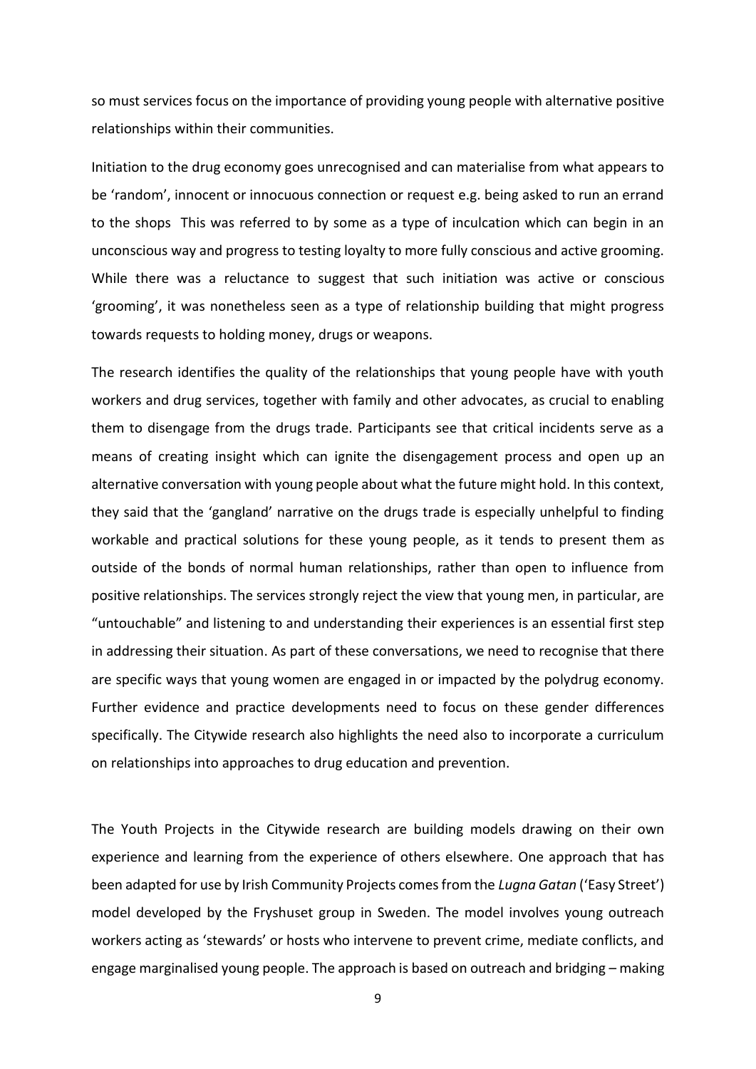so must services focus on the importance of providing young people with alternative positive relationships within their communities.

Initiation to the drug economy goes unrecognised and can materialise from what appears to be 'random', innocent or innocuous connection or request e.g. being asked to run an errand to the shops  This was referred to by some as a type of inculcation which can begin in an unconscious way and progress to testing loyalty to more fully conscious and active grooming. While there was a reluctance to suggest that such initiation was active or conscious 'grooming', it was nonetheless seen as a type of relationship building that might progress towards requests to holding money, drugs or weapons.

The research identifies the quality of the relationships that young people have with youth workers and drug services, together with family and other advocates, as crucial to enabling them to disengage from the drugs trade. Participants see that critical incidents serve as a means of creating insight which can ignite the disengagement process and open up an alternative conversation with young people about what the future might hold. In this context, they said that the 'gangland' narrative on the drugs trade is especially unhelpful to finding workable and practical solutions for these young people, as it tends to present them as outside of the bonds of normal human relationships, rather than open to influence from positive relationships. The services strongly reject the view that young men, in particular, are "untouchable" and listening to and understanding their experiences is an essential first step in addressing their situation. As part of these conversations, we need to recognise that there are specific ways that young women are engaged in or impacted by the polydrug economy. Further evidence and practice developments need to focus on these gender differences specifically. The Citywide research also highlights the need also to incorporate a curriculum on relationships into approaches to drug education and prevention.

The Youth Projects in the Citywide research are building models drawing on their own experience and learning from the experience of others elsewhere. One approach that has been adapted for use by Irish Community Projects comes from the *Lugna Gatan* ('Easy Street') model developed by the Fryshuset group in Sweden. The model involves young outreach workers acting as 'stewards' or hosts who intervene to prevent crime, mediate conflicts, and engage marginalised young people. The approach is based on outreach and bridging – making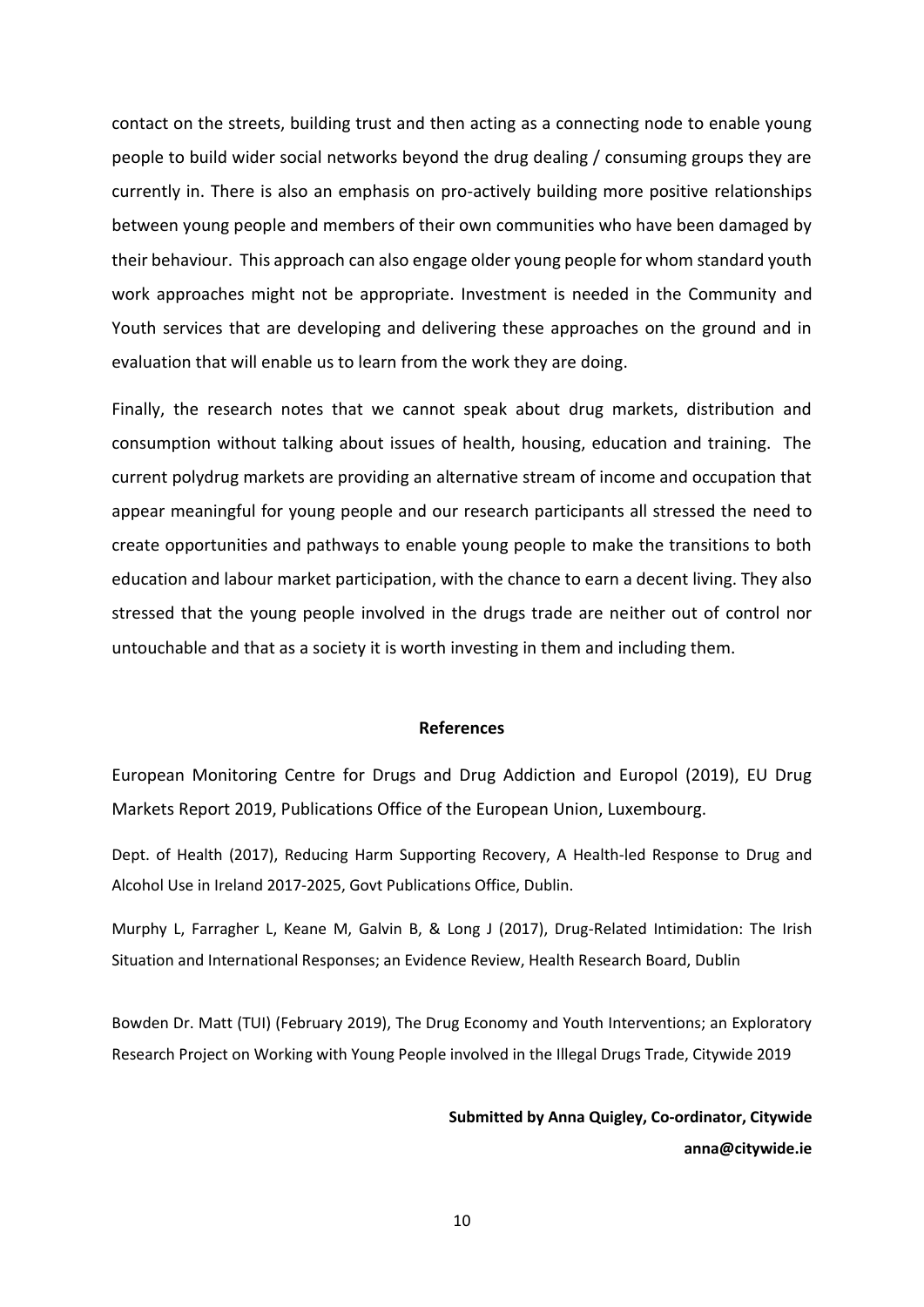contact on the streets, building trust and then acting as a connecting node to enable young people to build wider social networks beyond the drug dealing / consuming groups they are currently in. There is also an emphasis on pro-actively building more positive relationships between young people and members of their own communities who have been damaged by their behaviour. This approach can also engage older young people for whom standard youth work approaches might not be appropriate. Investment is needed in the Community and Youth services that are developing and delivering these approaches on the ground and in evaluation that will enable us to learn from the work they are doing.

Finally, the research notes that we cannot speak about drug markets, distribution and consumption without talking about issues of health, housing, education and training. The current polydrug markets are providing an alternative stream of income and occupation that appear meaningful for young people and our research participants all stressed the need to create opportunities and pathways to enable young people to make the transitions to both education and labour market participation, with the chance to earn a decent living. They also stressed that the young people involved in the drugs trade are neither out of control nor untouchable and that as a society it is worth investing in them and including them.

**References**

European Monitoring Centre for Drugs and Drug Addiction and Europol (2019), EU Drug Markets Report 2019, Publications Office of the European Union, Luxembourg.

Dept. of Health (2017), Reducing Harm Supporting Recovery, A Health-led Response to Drug and Alcohol Use in Ireland 2017-2025, Govt Publications Office, Dublin.

Murphy L, Farragher L, Keane M, Galvin B, & Long J (2017), Drug-Related Intimidation: The Irish Situation and International Responses; an Evidence Review, Health Research Board, Dublin

Bowden Dr. Matt (TUI) (February 2019), The Drug Economy and Youth Interventions; an Exploratory Research Project on Working with Young People involved in the Illegal Drugs Trade, Citywide 2019

**Submitted by Anna Quigley, Co-ordinator, Citywide**
**anna@citywide.ie**